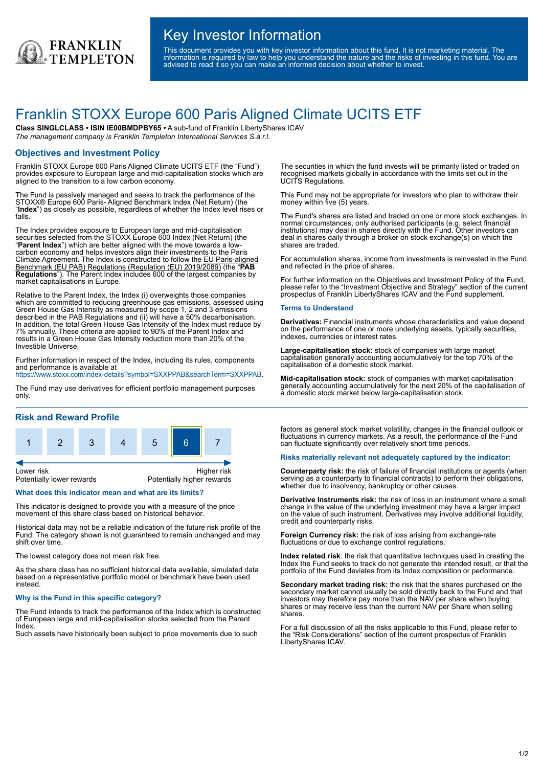# Key Investor Information

This document provides you with key investor information about this fund. It is not marketing material. The information is required by law to help you understand the nature and the risks of investing in this fund. You are advised to read it so you can make an informed decision about whether to invest.

# Franklin STOXX Europe 600 Paris Aligned Climate UCITS ETF

**Class SINGLCLASS • ISIN IE00BMDPBY65 •** A sub-fund of Franklin LibertyShares ICAV

*The management company is Franklin Templeton International Services S.à r.l.*

## Objectives and Investment Policy

Franklin STOXX Europe 600 Paris Aligned Climate UCITS ETF (the "Fund") provides exposure to European large and mid-capitalisation stocks which are aligned to the transition to a low carbon economy.

The Fund is passively managed and seeks to track the performance of the STOXX® Europe 600 Paris- Aligned Benchmark Index (Net Return) (the "**Index**") as closely as possible, regardless of whether the Index level rises or falls.

The Index provides exposure to European large and mid-capitalisation securities selected from the STOXX Europe 600 Index (Net Return) (the "**Parent Index**") which are better aligned with the move towards a low-carbon economy and helps investors align their investments to the Paris Climate Agreement. The Index is constructed to follow the EU Paris-aligned Benchmark (EU PAB) Regulations (Regulation (EU) 2019/2089) (the "**PAB Regulations**"). The Parent Index includes 600 of the largest companies by market capitalisations in Europe.

Relative to the Parent Index, the Index (i) overweights those companies which are committed to reducing greenhouse gas emissions, assessed using Green House Gas Intensity as measured by scope 1, 2 and 3 emissions described in the PAB Regulations and (ii) will have a 50% decarbonisation. In addition, the total Green House Gas Intensity of the Index must reduce by 7% annually. These criteria are applied to 90% of the Parent Index and results in a Green House Gas Intensity reduction more than 20% of the Investible Universe.

Further information in respect of the Index, including its rules, components and performance is available at https://www.stoxx.com/index-details?symbol=SXXPPAB&searchTerm=SXXPPAB.

The Fund may use derivatives for efficient portfolio management purposes only.

The securities in which the fund invests will be primarily listed or traded on recognised markets globally in accordance with the limits set out in the UCITS Regulations.

This Fund may not be appropriate for investors who plan to withdraw their money within five (5) years.

The Fund's shares are listed and traded on one or more stock exchanges. In normal circumstances, only authorised participants (e.g. select financial institutions) may deal in shares directly with the Fund. Other investors can deal in shares daily through a broker on stock exchange(s) on which the shares are traded.

For accumulation shares, income from investments is reinvested in the Fund and reflected in the price of shares.

For further information on the Objectives and Investment Policy of the Fund, please refer to the "Investment Objective and Strategy" section of the current prospectus of Franklin LibertyShares ICAV and the Fund supplement.

### Terms to Understand

**Derivatives:** Financial instruments whose characteristics and value depend on the performance of one or more underlying assets, typically securities, indexes, currencies or interest rates.

**Large-capitalisation stock:** stock of companies with large market capitalisation generally accounting accumulatively for the top 70% of the capitalisation of a domestic stock market.

**Mid-capitalisation stock:** stock of companies with market capitalisation generally accounting accumulatively for the next 20% of the capitalisation of a domestic stock market below large-capitalisation stock.

## Risk and Reward Profile

| 1 | 2 | 3 | 4 | 5 | **6** | 7 |
|---|---|---|---|---|---|---|

Lower risk — Potentially lower rewards | Higher risk — Potentially higher rewards

### What does this indicator mean and what are its limits?

This indicator is designed to provide you with a measure of the price movement of this share class based on historical behavior.

Historical data may not be a reliable indication of the future risk profile of the Fund. The category shown is not guaranteed to remain unchanged and may shift over time.

The lowest category does not mean risk free.

As the share class has no sufficient historical data available, simulated data based on a representative portfolio model or benchmark have been used instead.

### Why is the Fund in this specific category?

The Fund intends to track the performance of the Index which is constructed of European large and mid-capitalisation stocks selected from the Parent Index.
Such assets have historically been subject to price movements due to such factors as general stock market volatility, changes in the financial outlook or fluctuations in currency markets. As a result, the performance of the Fund can fluctuate significantly over relatively short time periods.

### Risks materially relevant not adequately captured by the indicator:

**Counterparty risk:** the risk of failure of financial institutions or agents (when serving as a counterparty to financial contracts) to perform their obligations, whether due to insolvency, bankruptcy or other causes.

**Derivative Instruments risk:** the risk of loss in an instrument where a small change in the value of the underlying investment may have a larger impact on the value of such instrument. Derivatives may involve additional liquidity, credit and counterparty risks.

**Foreign Currency risk:** the risk of loss arising from exchange-rate fluctuations or due to exchange control regulations.

**Index related risk**: the risk that quantitative techniques used in creating the Index the Fund seeks to track do not generate the intended result, or that the portfolio of the Fund deviates from its Index composition or performance.

**Secondary market trading risk:** the risk that the shares purchased on the secondary market cannot usually be sold directly back to the Fund and that investors may therefore pay more than the NAV per share when buying shares or may receive less than the current NAV per Share when selling shares.

For a full discussion of all the risks applicable to this Fund, please refer to the "Risk Considerations" section of the current prospectus of Franklin LibertyShares ICAV.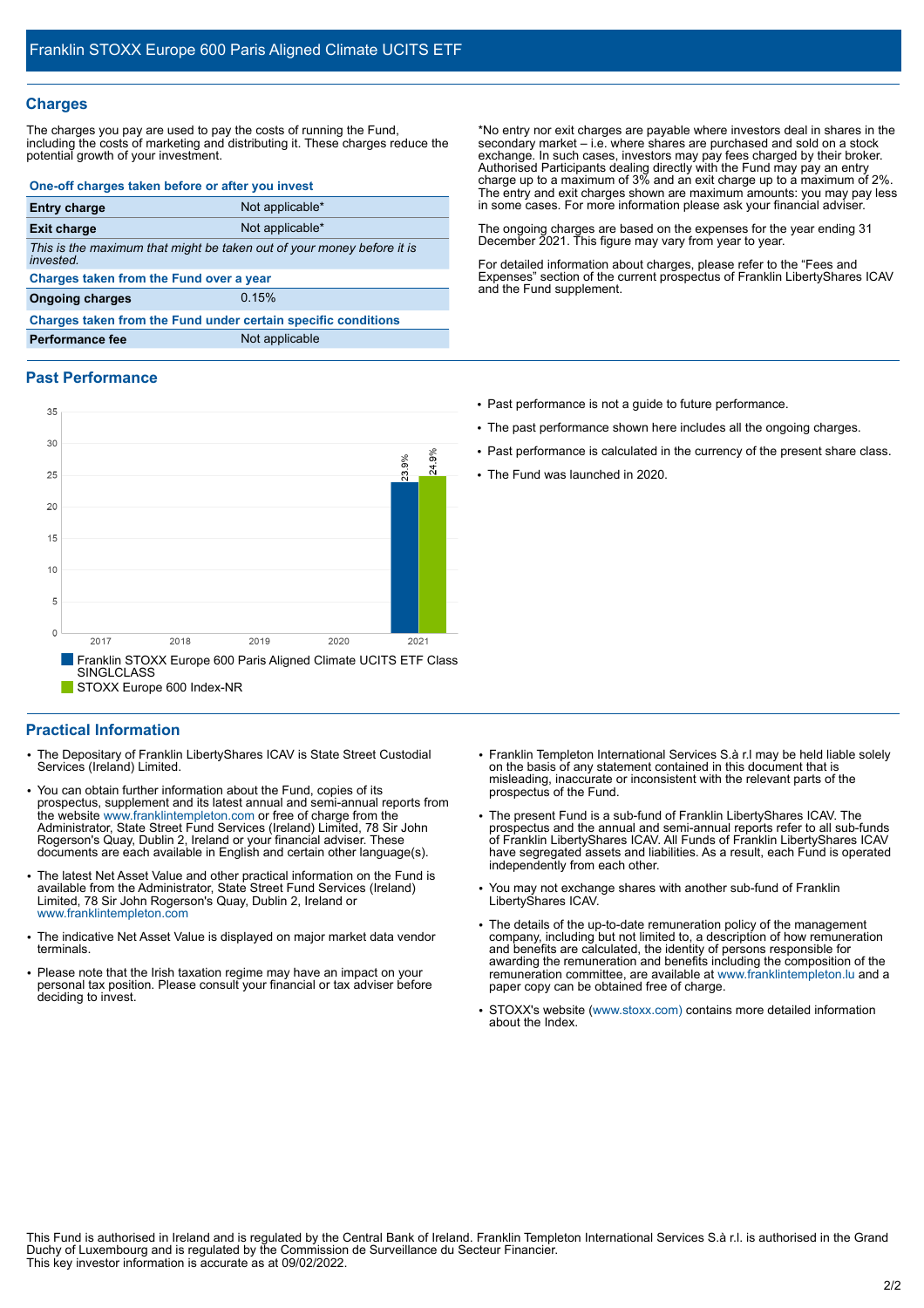Franklin STOXX Europe 600 Paris Aligned Climate UCITS ETF

## Charges

The charges you pay are used to pay the costs of running the Fund, including the costs of marketing and distributing it. These charges reduce the potential growth of your investment.

| One-off charges taken before or after you invest | |
|---|---|
| **Entry charge** | Not applicable* |
| **Exit charge** | Not applicable* |
| *This is the maximum that might be taken out of your money before it is invested.* | |
| **Charges taken from the Fund over a year** | |
| **Ongoing charges** | 0.15% |
| **Charges taken from the Fund under certain specific conditions** | |
| **Performance fee** | Not applicable |

*No entry nor exit charges are payable where investors deal in shares in the secondary market – i.e. where shares are purchased and sold on a stock exchange. In such cases, investors may pay fees charged by their broker. Authorised Participants dealing directly with the Fund may pay an entry charge up to a maximum of 3% and an exit charge up to a maximum of 2%. The entry and exit charges shown are maximum amounts: you may pay less in some cases. For more information please ask your financial adviser.

The ongoing charges are based on the expenses for the year ending 31 December 2021. This figure may vary from year to year.

For detailed information about charges, please refer to the "Fees and Expenses" section of the current prospectus of Franklin LibertyShares ICAV and the Fund supplement.

## Past Performance

35
30
25
20
15
10
5
0

2017 2018 2019 2020 2021

23.9%
24.9%

Franklin STOXX Europe 600 Paris Aligned Climate UCITS ETF Class SINGLCLASS
STOXX Europe 600 Index-NR

- Past performance is not a guide to future performance.
- The past performance shown here includes all the ongoing charges.
- Past performance is calculated in the currency of the present share class.
- The Fund was launched in 2020.

## Practical Information

- The Depositary of Franklin LibertyShares ICAV is State Street Custodial Services (Ireland) Limited.
- You can obtain further information about the Fund, copies of its prospectus, supplement and its latest annual and semi-annual reports from the website www.franklintempleton.com or free of charge from the Administrator, State Street Fund Services (Ireland) Limited, 78 Sir John Rogerson's Quay, Dublin 2, Ireland or your financial adviser. These documents are each available in English and certain other language(s).
- The latest Net Asset Value and other practical information on the Fund is available from the Administrator, State Street Fund Services (Ireland) Limited, 78 Sir John Rogerson's Quay, Dublin 2, Ireland or www.franklintempleton.com
- The indicative Net Asset Value is displayed on major market data vendor terminals.
- Please note that the Irish taxation regime may have an impact on your personal tax position. Please consult your financial or tax adviser before deciding to invest.
- Franklin Templeton International Services S.à r.l may be held liable solely on the basis of any statement contained in this document that is misleading, inaccurate or inconsistent with the relevant parts of the prospectus of the Fund.
- The present Fund is a sub-fund of Franklin LibertyShares ICAV. The prospectus and the annual and semi-annual reports refer to all sub-funds of Franklin LibertyShares ICAV. All Funds of Franklin LibertyShares ICAV have segregated assets and liabilities. As a result, each Fund is operated independently from each other.
- You may not exchange shares with another sub-fund of Franklin LibertyShares ICAV.
- The details of the up-to-date remuneration policy of the management company, including but not limited to, a description of how remuneration and benefits are calculated, the identity of persons responsible for awarding the remuneration and benefits including the composition of the remuneration committee, are available at www.franklintempleton.lu and a paper copy can be obtained free of charge.
- STOXX's website (www.stoxx.com) contains more detailed information about the Index.

This Fund is authorised in Ireland and is regulated by the Central Bank of Ireland. Franklin Templeton International Services S.à r.l. is authorised in the Grand Duchy of Luxembourg and is regulated by the Commission de Surveillance du Secteur Financier.
This key investor information is accurate as at 09/02/2022.